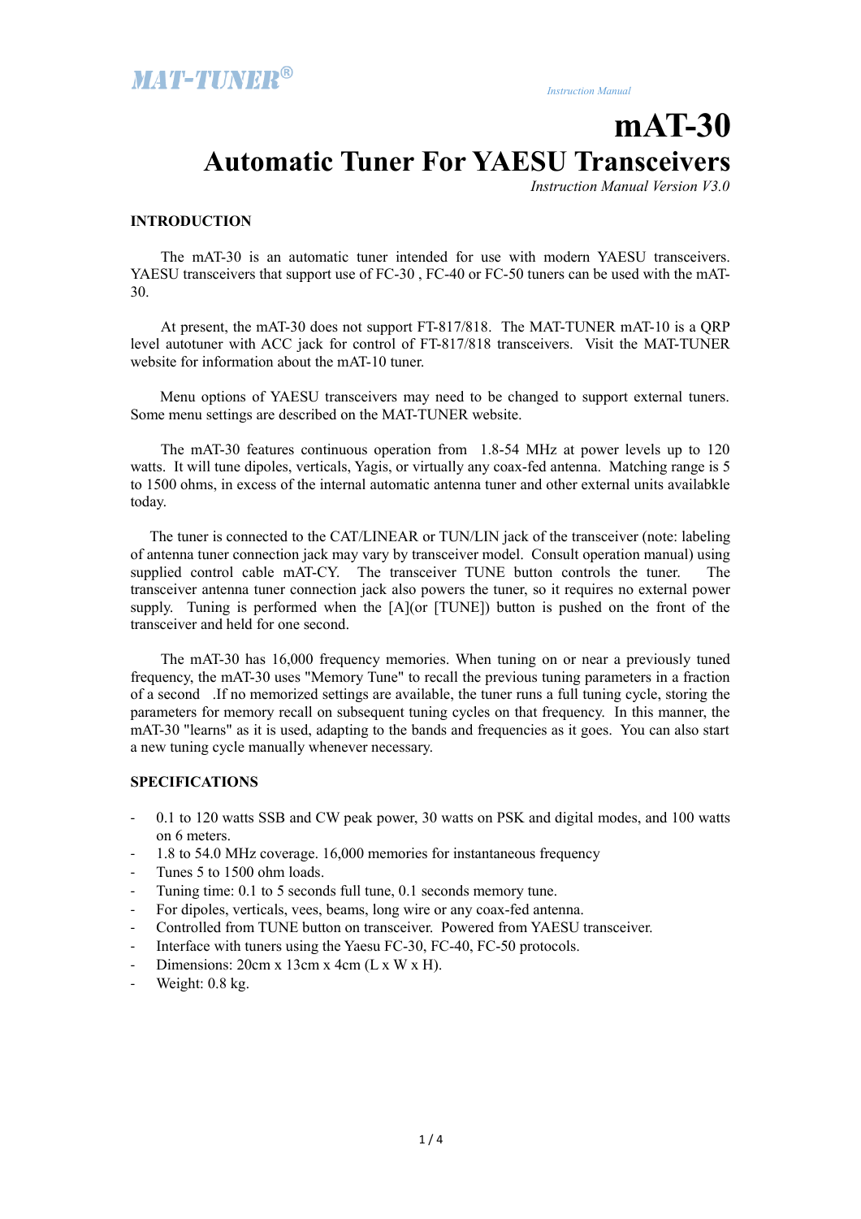MAT-TUNER®

*Instruction Manual*

# mAT-30

# Automatic Tuner For YAESU Transceivers

*Instruction Manual Version V3.0*

## INTRODUCTION

The mAT-30 is an automatic tuner intended for use with modern YAESU transceivers. YAESU transceivers that support use of FC-30 , FC-40 or FC-50 tuners can be used with the mAT-30.

At present, the mAT-30 does not support FT-817/818. The MAT-TUNER mAT-10 is a QRP level autotuner with ACC jack for control of FT-817/818 transceivers. Visit the MAT-TUNER website for information about the mAT-10 tuner.

Menu options of YAESU transceivers may need to be changed to support external tuners. Some menu settings are described on the MAT-TUNER website.

The mAT-30 features continuous operation from 1.8-54 MHz at power levels up to 120 watts. It will tune dipoles, verticals, Yagis, or virtually any coax-fed antenna. Matching range is 5 to 1500 ohms, in excess of the internal automatic antenna tuner and other external units availabkle today.

The tuner is connected to the CAT/LINEAR or TUN/LIN jack of the transceiver (note: labeling of antenna tuner connection jack may vary by transceiver model. Consult operation manual) using supplied control cable mAT-CY. The transceiver TUNE button controls the tuner. The transceiver antenna tuner connection jack also powers the tuner, so it requires no external power supply. Tuning is performed when the [A](or [TUNE]) button is pushed on the front of the transceiver and held for one second.

The mAT-30 has 16,000 frequency memories. When tuning on or near a previously tuned frequency, the mAT-30 uses "Memory Tune" to recall the previous tuning parameters in a fraction of a second .If no memorized settings are available, the tuner runs a full tuning cycle, storing the parameters for memory recall on subsequent tuning cycles on that frequency. In this manner, the mAT-30 "learns" as it is used, adapting to the bands and frequencies as it goes. You can also start a new tuning cycle manually whenever necessary.

## SPECIFICATIONS

- 0.1 to 120 watts SSB and CW peak power, 30 watts on PSK and digital modes, and 100 watts on 6 meters.
- 1.8 to 54.0 MHz coverage. 16,000 memories for instantaneous frequency
- Tunes 5 to 1500 ohm loads.
- Tuning time: 0.1 to 5 seconds full tune, 0.1 seconds memory tune.
- For dipoles, verticals, vees, beams, long wire or any coax-fed antenna.
- Controlled from TUNE button on transceiver. Powered from YAESU transceiver.
- Interface with tuners using the Yaesu FC-30, FC-40, FC-50 protocols.
- Dimensions: 20cm x 13cm x 4cm (L x W x H).
- Weight: 0.8 kg.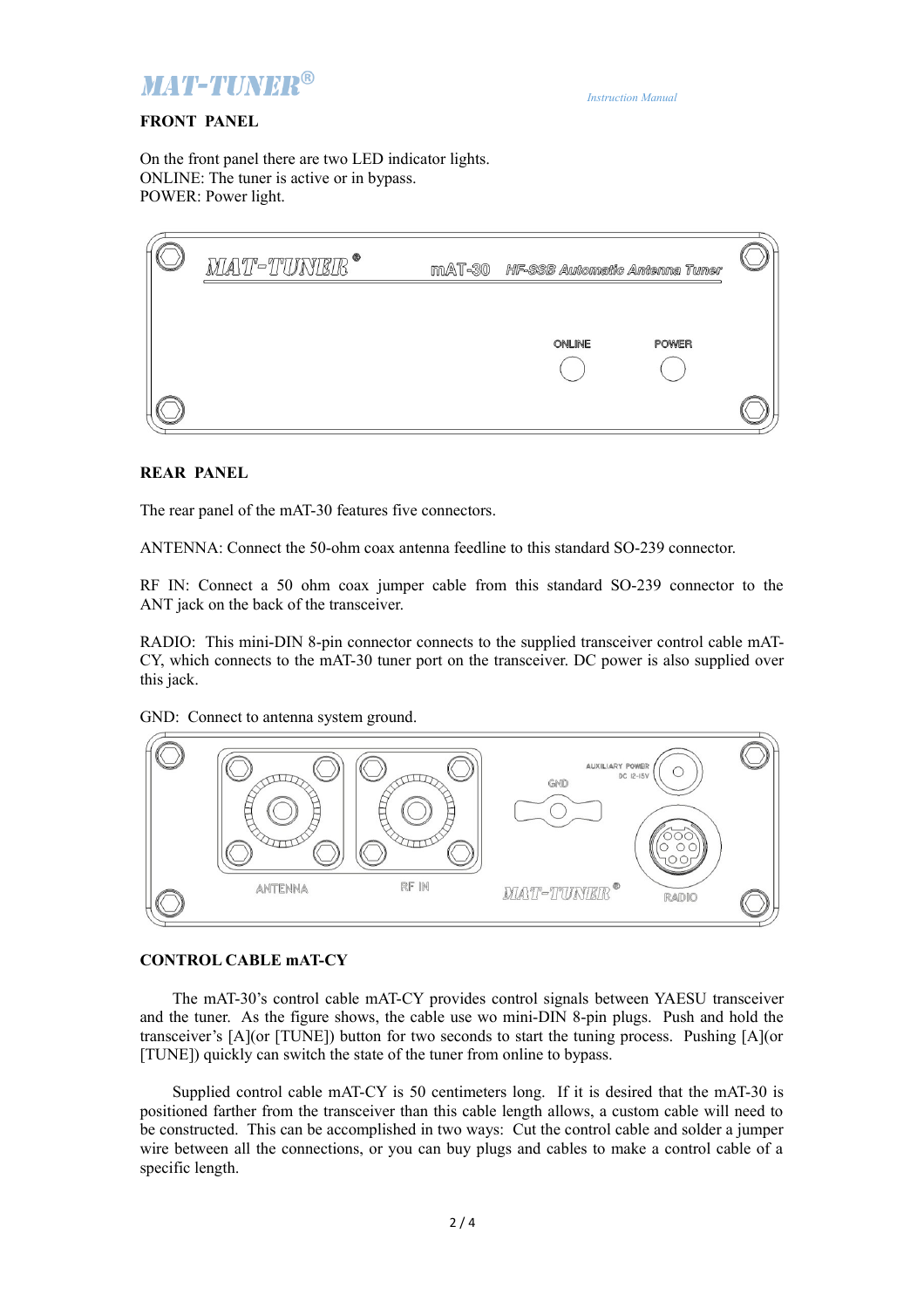## FRONT PANEL

On the front panel there are two LED indicator lights.
ONLINE: The tuner is active or in bypass.
POWER: Power light.

## REAR PANEL

The rear panel of the mAT-30 features five connectors.

ANTENNA: Connect the 50-ohm coax antenna feedline to this standard SO-239 connector.

RF IN: Connect a 50 ohm coax jumper cable from this standard SO-239 connector to the ANT jack on the back of the transceiver.

RADIO: This mini-DIN 8-pin connector connects to the supplied transceiver control cable mAT-CY, which connects to the mAT-30 tuner port on the transceiver. DC power is also supplied over this jack.

GND: Connect to antenna system ground.

## CONTROL CABLE mAT-CY

The mAT-30's control cable mAT-CY provides control signals between YAESU transceiver and the tuner. As the figure shows, the cable use wo mini-DIN 8-pin plugs. Push and hold the transceiver's [A](or [TUNE]) button for two seconds to start the tuning process. Pushing [A](or [TUNE]) quickly can switch the state of the tuner from online to bypass.

Supplied control cable mAT-CY is 50 centimeters long. If it is desired that the mAT-30 is positioned farther from the transceiver than this cable length allows, a custom cable will need to be constructed. This can be accomplished in two ways: Cut the control cable and solder a jumper wire between all the connections, or you can buy plugs and cables to make a control cable of a specific length.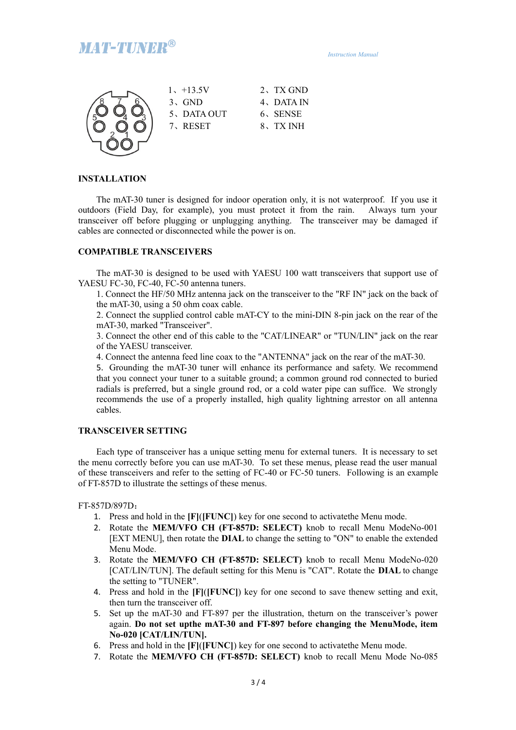| | |
|---|---|
| 1、+13.5V | 2、TX GND |
| 3、GND | 4、DATA IN |
| 5、DATA OUT | 6、SENSE |
| 7、RESET | 8、TX INH |

## INSTALLATION

The mAT-30 tuner is designed for indoor operation only, it is not waterproof. If you use it outdoors (Field Day, for example), you must protect it from the rain. Always turn your transceiver off before plugging or unplugging anything. The transceiver may be damaged if cables are connected or disconnected while the power is on.

## COMPATIBLE TRANSCEIVERS

The mAT-30 is designed to be used with YAESU 100 watt transceivers that support use of YAESU FC-30, FC-40, FC-50 antenna tuners.

1. Connect the HF/50 MHz antenna jack on the transceiver to the "RF IN" jack on the back of the mAT-30, using a 50 ohm coax cable.
2. Connect the supplied control cable mAT-CY to the mini-DIN 8-pin jack on the rear of the mAT-30, marked "Transceiver".
3. Connect the other end of this cable to the "CAT/LINEAR" or "TUN/LIN" jack on the rear of the YAESU transceiver.
4. Connect the antenna feed line coax to the "ANTENNA" jack on the rear of the mAT-30.
5. Grounding the mAT-30 tuner will enhance its performance and safety. We recommend that you connect your tuner to a suitable ground; a common ground rod connected to buried radials is preferred, but a single ground rod, or a cold water pipe can suffice. We strongly recommends the use of a properly installed, high quality lightning arrestor on all antenna cables.

## TRANSCEIVER SETTING

Each type of transceiver has a unique setting menu for external tuners. It is necessary to set the menu correctly before you can use mAT-30. To set these menus, please read the user manual of these transceivers and refer to the setting of FC-40 or FC-50 tuners. Following is an example of FT-857D to illustrate the settings of these menus.

FT-857D/897D：

1. Press and hold in the **[F]**(**[FUNC]**) key for one second to activatethe Menu mode.
2. Rotate the **MEM/VFO CH (FT-857D: SELECT)** knob to recall Menu ModeNo-001 [EXT MENU], then rotate the **DIAL** to change the setting to "ON" to enable the extended Menu Mode.
3. Rotate the **MEM/VFO CH (FT-857D: SELECT)** knob to recall Menu ModeNo-020 [CAT/LIN/TUN]. The default setting for this Menu is "CAT". Rotate the **DIAL** to change the setting to "TUNER".
4. Press and hold in the **[F]**(**[FUNC]**) key for one second to save thenew setting and exit, then turn the transceiver off.
5. Set up the mAT-30 and FT-897 per the illustration, theturn on the transceiver's power again. **Do not set upthe mAT-30 and FT-897 before changing the MenuMode, item No-020 [CAT/LIN/TUN].**
6. Press and hold in the **[F]**(**[FUNC]**) key for one second to activatethe Menu mode.
7. Rotate the **MEM/VFO CH (FT-857D: SELECT)** knob to recall Menu Mode No-085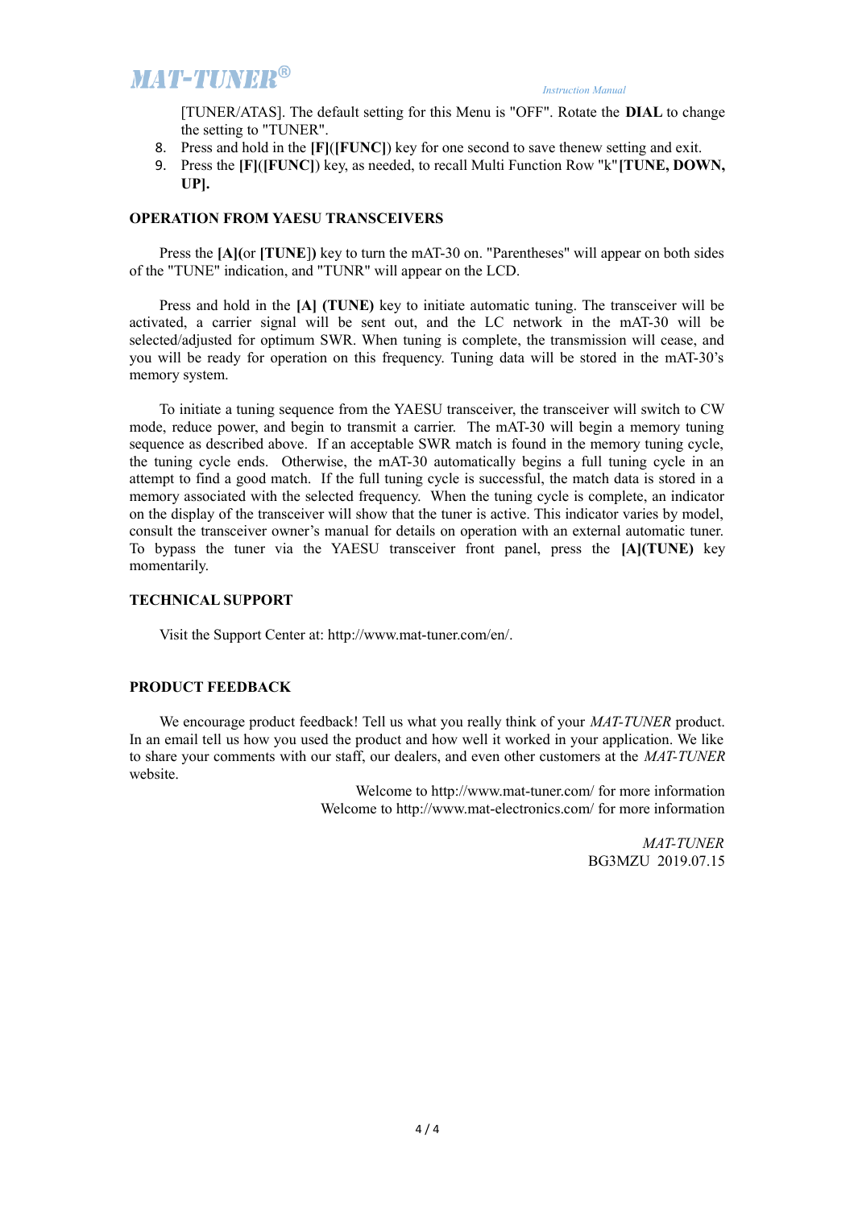[TUNER/ATAS]. The default setting for this Menu is "OFF". Rotate the **DIAL** to change the setting to "TUNER".

8. Press and hold in the **[F]**(**[FUNC]**) key for one second to save thenew setting and exit.
9. Press the **[F]**(**[FUNC]**) key, as needed, to recall Multi Function Row "k"**[TUNE, DOWN, UP]**.

**OPERATION FROM YAESU TRANSCEIVERS**

Press the **[A](**or **[TUNE**]**)** key to turn the mAT-30 on. "Parentheses" will appear on both sides of the "TUNE" indication, and "TUNR" will appear on the LCD.

Press and hold in the **[A] (TUNE)** key to initiate automatic tuning. The transceiver will be activated, a carrier signal will be sent out, and the LC network in the mAT-30 will be selected/adjusted for optimum SWR. When tuning is complete, the transmission will cease, and you will be ready for operation on this frequency. Tuning data will be stored in the mAT-30's memory system.

To initiate a tuning sequence from the YAESU transceiver, the transceiver will switch to CW mode, reduce power, and begin to transmit a carrier. The mAT-30 will begin a memory tuning sequence as described above. If an acceptable SWR match is found in the memory tuning cycle, the tuning cycle ends. Otherwise, the mAT-30 automatically begins a full tuning cycle in an attempt to find a good match. If the full tuning cycle is successful, the match data is stored in a memory associated with the selected frequency. When the tuning cycle is complete, an indicator on the display of the transceiver will show that the tuner is active. This indicator varies by model, consult the transceiver owner's manual for details on operation with an external automatic tuner. To bypass the tuner via the YAESU transceiver front panel, press the **[A](TUNE)** key momentarily.

**TECHNICAL SUPPORT**

Visit the Support Center at: http://www.mat-tuner.com/en/.

**PRODUCT FEEDBACK**

We encourage product feedback! Tell us what you really think of your *MAT-TUNER* product. In an email tell us how you used the product and how well it worked in your application. We like to share your comments with our staff, our dealers, and even other customers at the *MAT-TUNER* website.

Welcome to http://www.mat-tuner.com/ for more information
Welcome to http://www.mat-electronics.com/ for more information

*MAT-TUNER*
BG3MZU 2019.07.15